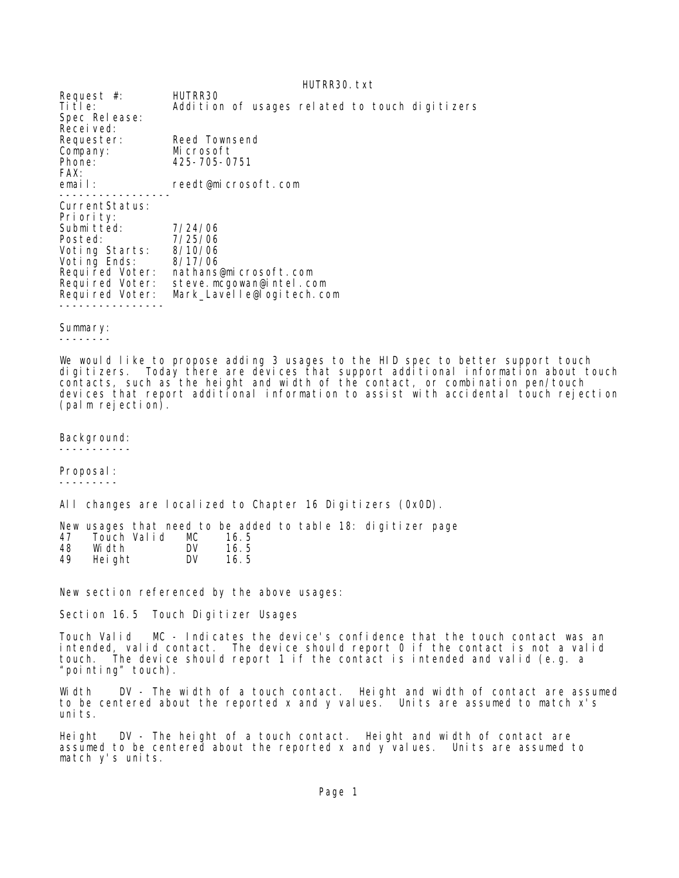Request #: HUTRR30
Title: Addition of usages related to touch digitizers
Spec Release:
Received:
Requester: Reed Townsend
Company: Microsoft
Phone: 425-705-0751
FAX:
email: reedt@microsoft.com

-----------------

CurrentStatus:
Priority:
Submitted: 7/24/06
Posted: 7/25/06
Voting Starts: 8/10/06
Voting Ends: 8/17/06
Required Voter: nathans@microsoft.com
Required Voter: steve.mcgowan@intel.com
Required Voter: Mark_Lavelle@logitech.com

----------------

## Summary:

We would like to propose adding 3 usages to the HID spec to better support touch digitizers. Today there are devices that support additional information about touch contacts, such as the height and width of the contact, or combination pen/touch devices that report additional information to assist with accidental touch rejection (palm rejection).

## Background:

## Proposal:

All changes are localized to Chapter 16 Digitizers (0x0D).

New usages that need to be added to table 18: digitizer page

| | | | |
|---|---|---|---|
| 47 | Touch Valid | MC | 16.5 |
| 48 | Width | DV | 16.5 |
| 49 | Height | DV | 16.5 |

New section referenced by the above usages:

Section 16.5 Touch Digitizer Usages

Touch Valid MC - Indicates the device's confidence that the touch contact was an intended, valid contact. The device should report 0 if the contact is not a valid touch. The device should report 1 if the contact is intended and valid (e.g. a "pointing" touch).

Width DV - The width of a touch contact. Height and width of contact are assumed to be centered about the reported x and y values. Units are assumed to match x's units.

Height DV - The height of a touch contact. Height and width of contact are assumed to be centered about the reported x and y values. Units are assumed to match y's units.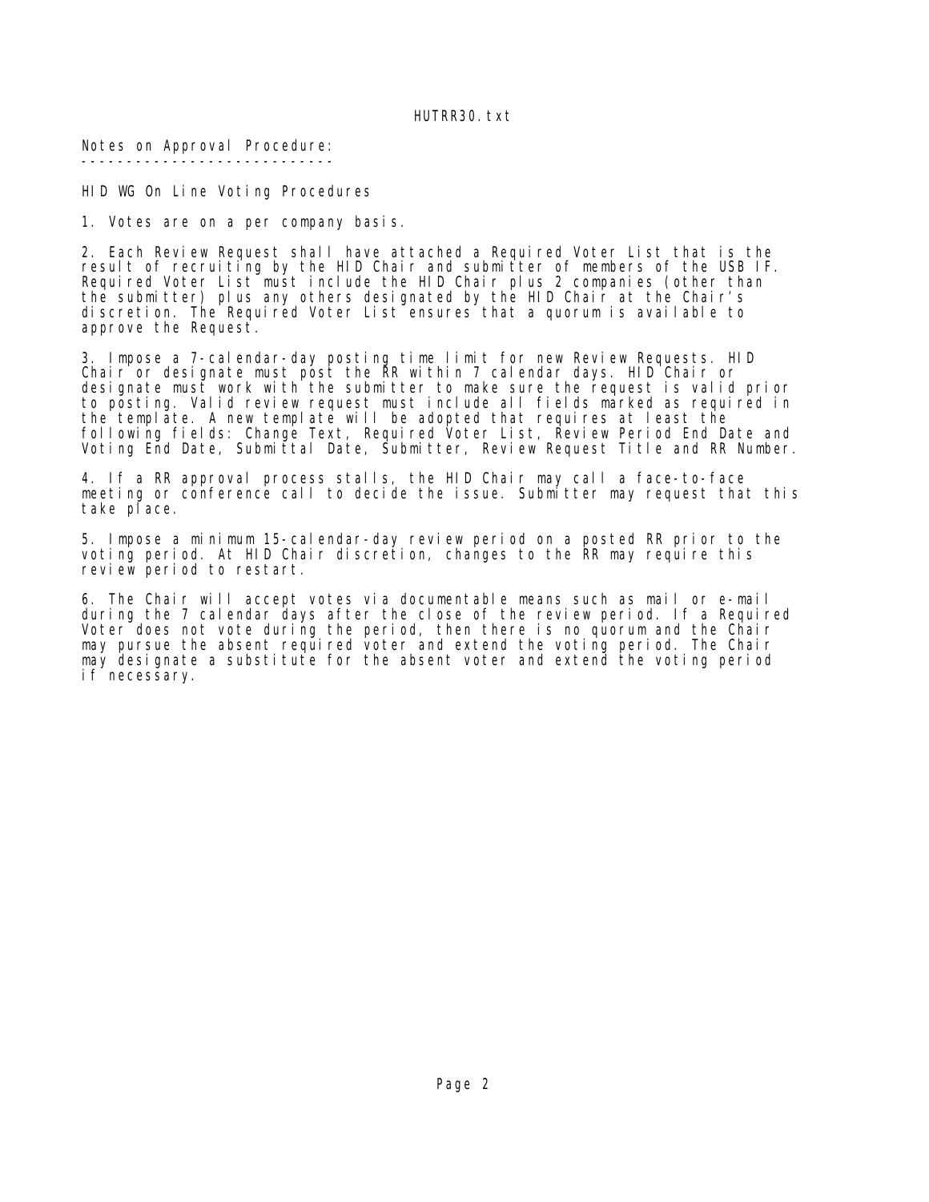Notes on Approval Procedure:
----------------------------

HID WG On Line Voting Procedures

1. Votes are on a per company basis.

2. Each Review Request shall have attached a Required Voter List that is the result of recruiting by the HID Chair and submitter of members of the USB IF. Required Voter List must include the HID Chair plus 2 companies (other than the submitter) plus any others designated by the HID Chair at the Chair's discretion. The Required Voter List ensures that a quorum is available to approve the Request.

3. Impose a 7-calendar-day posting time limit for new Review Requests. HID Chair or designate must post the RR within 7 calendar days. HID Chair or designate must work with the submitter to make sure the request is valid prior to posting. Valid review request must include all fields marked as required in the template. A new template will be adopted that requires at least the following fields: Change Text, Required Voter List, Review Period End Date and Voting End Date, Submittal Date, Submitter, Review Request Title and RR Number.

4. If a RR approval process stalls, the HID Chair may call a face-to-face meeting or conference call to decide the issue. Submitter may request that this take place.

5. Impose a minimum 15-calendar-day review period on a posted RR prior to the voting period. At HID Chair discretion, changes to the RR may require this review period to restart.

6. The Chair will accept votes via documentable means such as mail or e-mail during the 7 calendar days after the close of the review period. If a Required Voter does not vote during the period, then there is no quorum and the Chair may pursue the absent required voter and extend the voting period. The Chair may designate a substitute for the absent voter and extend the voting period if necessary.